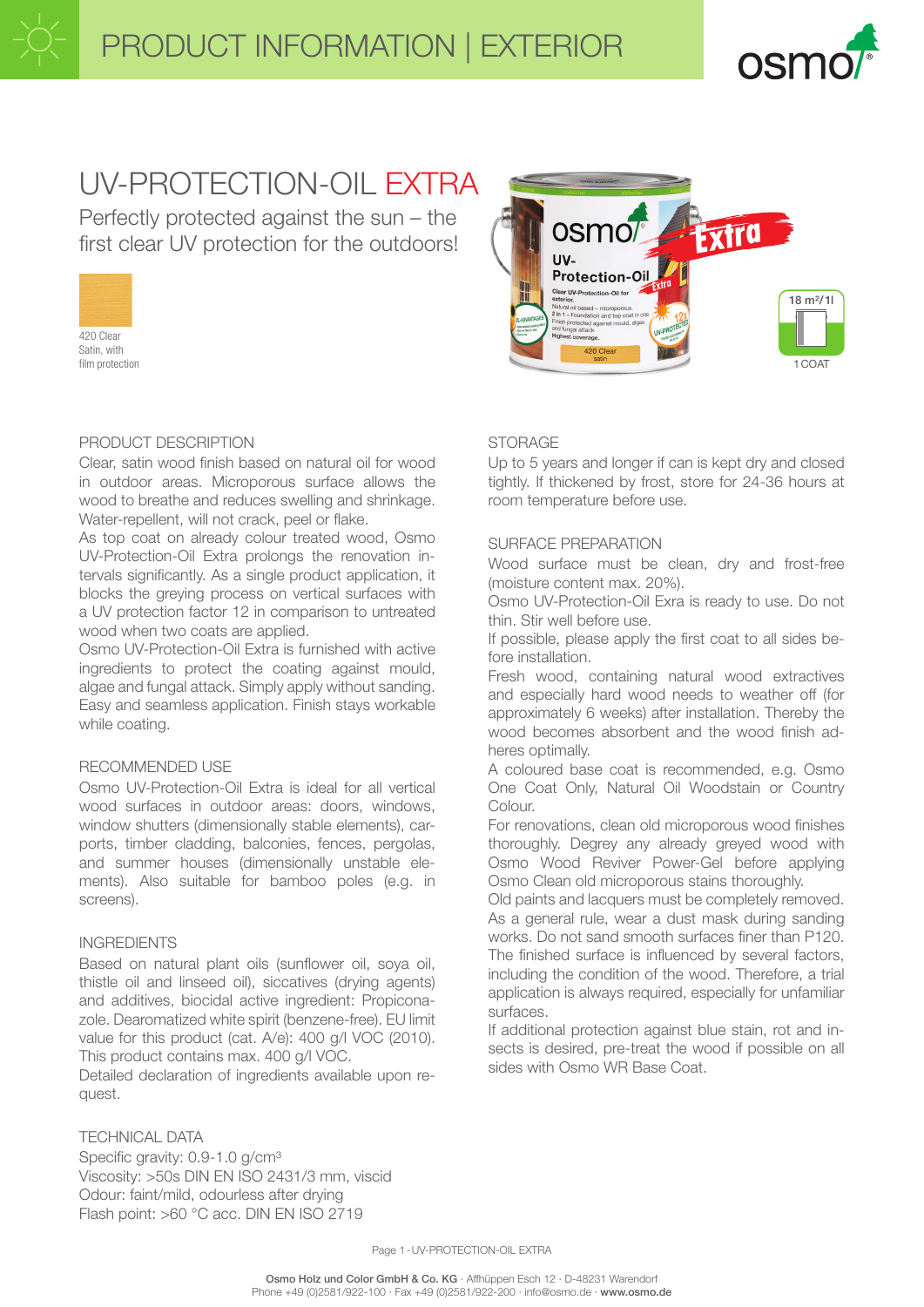# PRODUCT INFORMATION | EXTERIOR

# UV-PROTECTION-OIL EXTRA

Perfectly protected against the sun – the first clear UV protection for the outdoors!

420 Clear
Satin, with film protection

18 m²/1l
1 COAT

## PRODUCT DESCRIPTION

Clear, satin wood finish based on natural oil for wood in outdoor areas. Microporous surface allows the wood to breathe and reduces swelling and shrinkage. Water-repellent, will not crack, peel or flake.
As top coat on already colour treated wood, Osmo UV-Protection-Oil Extra prolongs the renovation intervals significantly. As a single product application, it blocks the greying process on vertical surfaces with a UV protection factor 12 in comparison to untreated wood when two coats are applied.
Osmo UV-Protection-Oil Extra is furnished with active ingredients to protect the coating against mould, algae and fungal attack. Simply apply without sanding. Easy and seamless application. Finish stays workable while coating.

## RECOMMENDED USE

Osmo UV-Protection-Oil Extra is ideal for all vertical wood surfaces in outdoor areas: doors, windows, window shutters (dimensionally stable elements), carports, timber cladding, balconies, fences, pergolas, and summer houses (dimensionally unstable elements). Also suitable for bamboo poles (e.g. in screens).

## INGREDIENTS

Based on natural plant oils (sunflower oil, soya oil, thistle oil and linseed oil), siccatives (drying agents) and additives, biocidal active ingredient: Propiconazole. Dearomatized white spirit (benzene-free). EU limit value for this product (cat. A/e): 400 g/l VOC (2010). This product contains max. 400 g/l VOC.
Detailed declaration of ingredients available upon request.

## TECHNICAL DATA

Specific gravity: 0.9-1.0 g/cm³
Viscosity: >50s DIN EN ISO 2431/3 mm, viscid
Odour: faint/mild, odourless after drying
Flash point: >60 °C acc. DIN EN ISO 2719

## STORAGE

Up to 5 years and longer if can is kept dry and closed tightly. If thickened by frost, store for 24-36 hours at room temperature before use.

## SURFACE PREPARATION

Wood surface must be clean, dry and frost-free (moisture content max. 20%).
Osmo UV-Protection-Oil Exra is ready to use. Do not thin. Stir well before use.
If possible, please apply the first coat to all sides before installation.
Fresh wood, containing natural wood extractives and especially hard wood needs to weather off (for approximately 6 weeks) after installation. Thereby the wood becomes absorbent and the wood finish adheres optimally.
A coloured base coat is recommended, e.g. Osmo One Coat Only, Natural Oil Woodstain or Country Colour.
For renovations, clean old microporous wood finishes thoroughly. Degrey any already greyed wood with Osmo Wood Reviver Power-Gel before applying Osmo Clean old microporous stains thoroughly.
Old paints and lacquers must be completely removed.
As a general rule, wear a dust mask during sanding works. Do not sand smooth surfaces finer than P120.
The finished surface is influenced by several factors, including the condition of the wood. Therefore, a trial application is always required, especially for unfamiliar surfaces.
If additional protection against blue stain, rot and insects is desired, pre-treat the wood if possible on all sides with Osmo WR Base Coat.

**Osmo Holz und Color GmbH & Co. KG** · Affhüppen Esch 12 · D-48231 Warendorf
Phone +49 (0)2581/922-100 · Fax +49 (0)2581/922-200 · info@osmo.de · **www.osmo.de**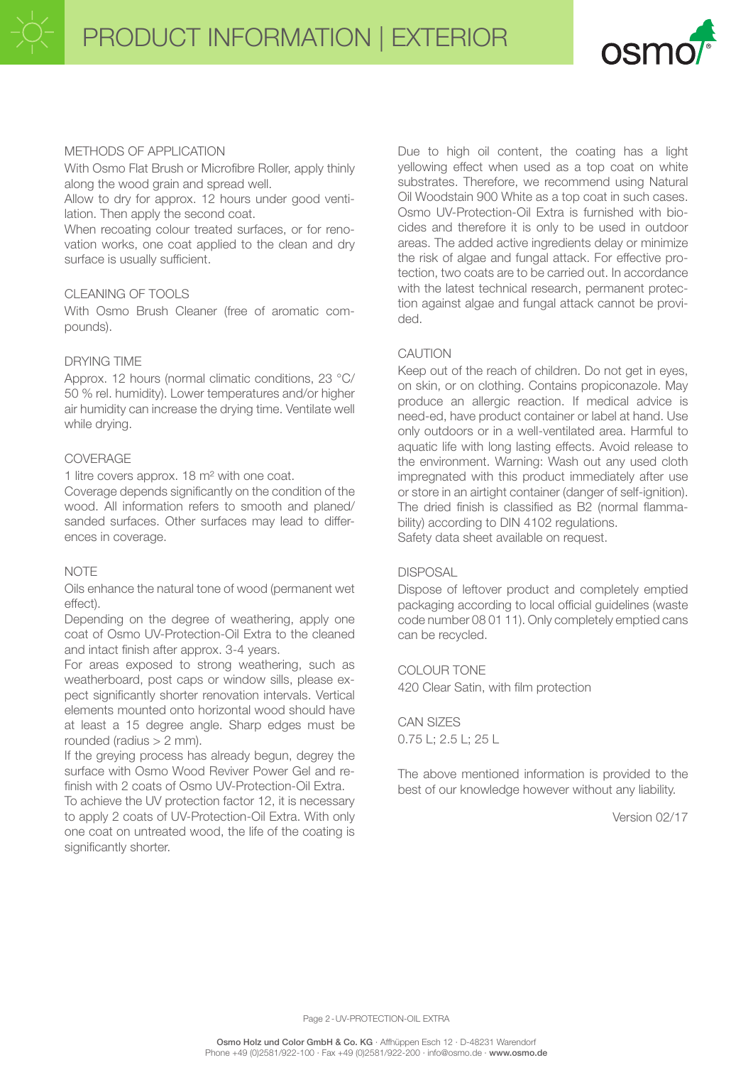### METHODS OF APPLICATION

With Osmo Flat Brush or Microfibre Roller, apply thinly along the wood grain and spread well.
Allow to dry for approx. 12 hours under good ventilation. Then apply the second coat.
When recoating colour treated surfaces, or for renovation works, one coat applied to the clean and dry surface is usually sufficient.

### CLEANING OF TOOLS

With Osmo Brush Cleaner (free of aromatic compounds).

### DRYING TIME

Approx. 12 hours (normal climatic conditions, 23 °C/ 50 % rel. humidity). Lower temperatures and/or higher air humidity can increase the drying time. Ventilate well while drying.

### COVERAGE

1 litre covers approx. 18 m² with one coat.
Coverage depends significantly on the condition of the wood. All information refers to smooth and planed/ sanded surfaces. Other surfaces may lead to differences in coverage.

### NOTE

Oils enhance the natural tone of wood (permanent wet effect).
Depending on the degree of weathering, apply one coat of Osmo UV-Protection-Oil Extra to the cleaned and intact finish after approx. 3-4 years.
For areas exposed to strong weathering, such as weatherboard, post caps or window sills, please expect significantly shorter renovation intervals. Vertical elements mounted onto horizontal wood should have at least a 15 degree angle. Sharp edges must be rounded (radius > 2 mm).
If the greying process has already begun, degrey the surface with Osmo Wood Reviver Power Gel and refinish with 2 coats of Osmo UV-Protection-Oil Extra.
To achieve the UV protection factor 12, it is necessary to apply 2 coats of UV-Protection-Oil Extra. With only one coat on untreated wood, the life of the coating is significantly shorter.

Due to high oil content, the coating has a light yellowing effect when used as a top coat on white substrates. Therefore, we recommend using Natural Oil Woodstain 900 White as a top coat in such cases. Osmo UV-Protection-Oil Extra is furnished with biocides and therefore it is only to be used in outdoor areas. The added active ingredients delay or minimize the risk of algae and fungal attack. For effective protection, two coats are to be carried out. In accordance with the latest technical research, permanent protection against algae and fungal attack cannot be provided.

### CAUTION

Keep out of the reach of children. Do not get in eyes, on skin, or on clothing. Contains propiconazole. May produce an allergic reaction. If medical advice is need-ed, have product container or label at hand. Use only outdoors or in a well-ventilated area. Harmful to aquatic life with long lasting effects. Avoid release to the environment. Warning: Wash out any used cloth impregnated with this product immediately after use or store in an airtight container (danger of self-ignition). The dried finish is classified as B2 (normal flammability) according to DIN 4102 regulations.
Safety data sheet available on request.

### DISPOSAL

Dispose of leftover product and completely emptied packaging according to local official guidelines (waste code number 08 01 11). Only completely emptied cans can be recycled.

### COLOUR TONE

420 Clear Satin, with film protection

### CAN SIZES

0.75 L; 2.5 L; 25 L

The above mentioned information is provided to the best of our knowledge however without any liability.

Version 02/17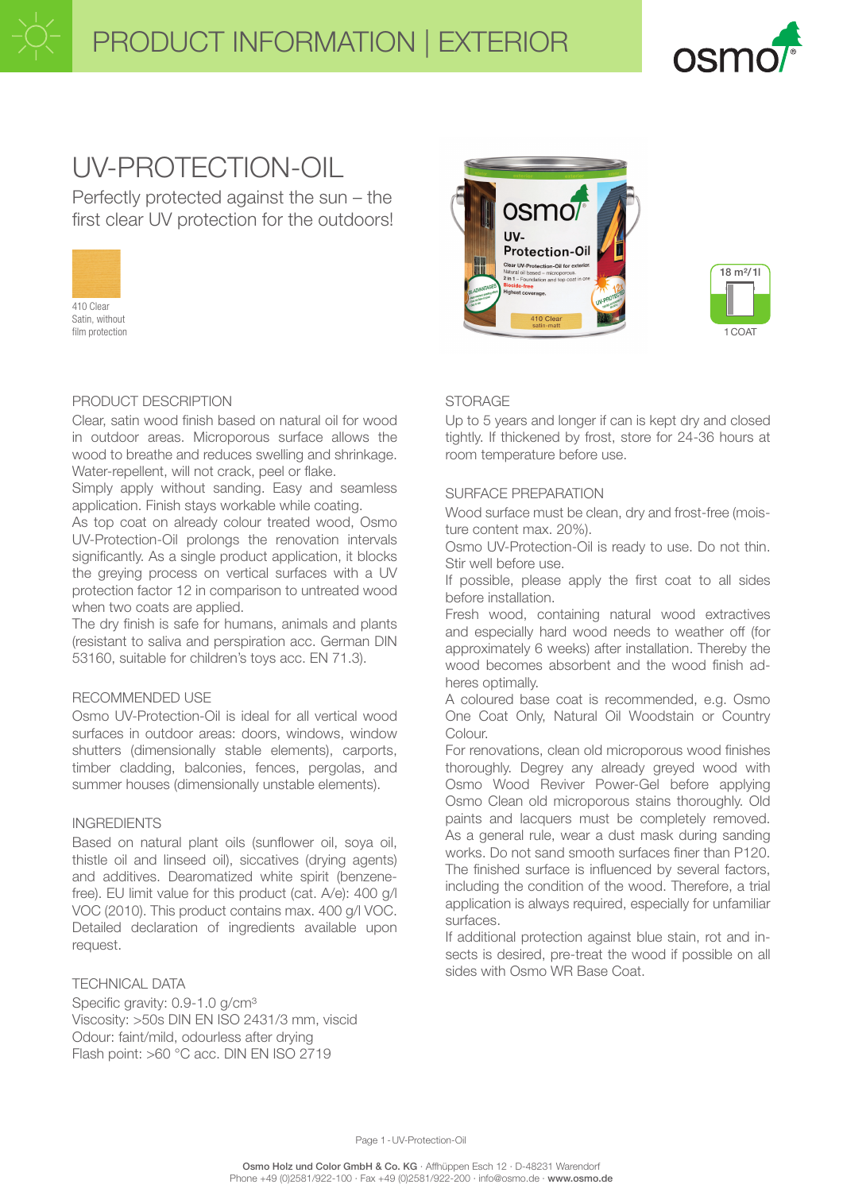# UV-PROTECTION-OIL

Perfectly protected against the sun – the first clear UV protection for the outdoors!

410 Clear
Satin, without film protection

18 m²/1l
1 COAT

## PRODUCT DESCRIPTION

Clear, satin wood finish based on natural oil for wood in outdoor areas. Microporous surface allows the wood to breathe and reduces swelling and shrinkage. Water-repellent, will not crack, peel or flake.
Simply apply without sanding. Easy and seamless application. Finish stays workable while coating.
As top coat on already colour treated wood, Osmo UV-Protection-Oil prolongs the renovation intervals significantly. As a single product application, it blocks the greying process on vertical surfaces with a UV protection factor 12 in comparison to untreated wood when two coats are applied.
The dry finish is safe for humans, animals and plants (resistant to saliva and perspiration acc. German DIN 53160, suitable for children's toys acc. EN 71.3).

## RECOMMENDED USE

Osmo UV-Protection-Oil is ideal for all vertical wood surfaces in outdoor areas: doors, windows, window shutters (dimensionally stable elements), carports, timber cladding, balconies, fences, pergolas, and summer houses (dimensionally unstable elements).

## INGREDIENTS

Based on natural plant oils (sunflower oil, soya oil, thistle oil and linseed oil), siccatives (drying agents) and additives. Dearomatized white spirit (benzene-free). EU limit value for this product (cat. A/e): 400 g/l VOC (2010). This product contains max. 400 g/l VOC. Detailed declaration of ingredients available upon request.

## TECHNICAL DATA

Specific gravity: 0.9-1.0 g/cm³
Viscosity: >50s DIN EN ISO 2431/3 mm, viscid
Odour: faint/mild, odourless after drying
Flash point: >60 °C acc. DIN EN ISO 2719

## STORAGE

Up to 5 years and longer if can is kept dry and closed tightly. If thickened by frost, store for 24-36 hours at room temperature before use.

## SURFACE PREPARATION

Wood surface must be clean, dry and frost-free (moisture content max. 20%).
Osmo UV-Protection-Oil is ready to use. Do not thin. Stir well before use.
If possible, please apply the first coat to all sides before installation.
Fresh wood, containing natural wood extractives and especially hard wood needs to weather off (for approximately 6 weeks) after installation. Thereby the wood becomes absorbent and the wood finish adheres optimally.
A coloured base coat is recommended, e.g. Osmo One Coat Only, Natural Oil Woodstain or Country Colour.
For renovations, clean old microporous wood finishes thoroughly. Degrey any already greyed wood with Osmo Wood Reviver Power-Gel before applying Osmo Clean old microporous stains thoroughly. Old paints and lacquers must be completely removed. As a general rule, wear a dust mask during sanding works. Do not sand smooth surfaces finer than P120. The finished surface is influenced by several factors, including the condition of the wood. Therefore, a trial application is always required, especially for unfamiliar surfaces.
If additional protection against blue stain, rot and insects is desired, pre-treat the wood if possible on all sides with Osmo WR Base Coat.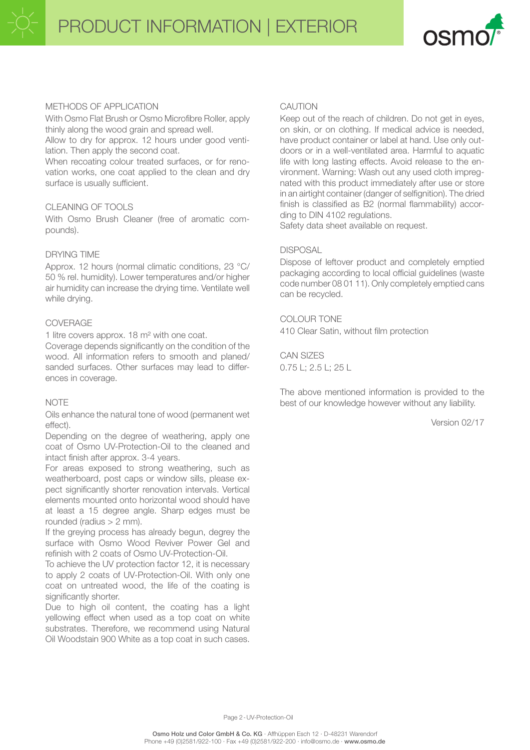# PRODUCT INFORMATION | EXTERIOR

## METHODS OF APPLICATION

With Osmo Flat Brush or Osmo Microfibre Roller, apply thinly along the wood grain and spread well.

Allow to dry for approx. 12 hours under good ventilation. Then apply the second coat.

When recoating colour treated surfaces, or for renovation works, one coat applied to the clean and dry surface is usually sufficient.

## CLEANING OF TOOLS

With Osmo Brush Cleaner (free of aromatic compounds).

## DRYING TIME

Approx. 12 hours (normal climatic conditions, 23 °C/ 50 % rel. humidity). Lower temperatures and/or higher air humidity can increase the drying time. Ventilate well while drying.

## COVERAGE

1 litre covers approx. 18 m² with one coat.

Coverage depends significantly on the condition of the wood. All information refers to smooth and planed/ sanded surfaces. Other surfaces may lead to differences in coverage.

## NOTE

Oils enhance the natural tone of wood (permanent wet effect).

Depending on the degree of weathering, apply one coat of Osmo UV-Protection-Oil to the cleaned and intact finish after approx. 3-4 years.

For areas exposed to strong weathering, such as weatherboard, post caps or window sills, please expect significantly shorter renovation intervals. Vertical elements mounted onto horizontal wood should have at least a 15 degree angle. Sharp edges must be rounded (radius > 2 mm).

If the greying process has already begun, degrey the surface with Osmo Wood Reviver Power Gel and refinish with 2 coats of Osmo UV-Protection-Oil.

To achieve the UV protection factor 12, it is necessary to apply 2 coats of UV-Protection-Oil. With only one coat on untreated wood, the life of the coating is significantly shorter.

Due to high oil content, the coating has a light yellowing effect when used as a top coat on white substrates. Therefore, we recommend using Natural Oil Woodstain 900 White as a top coat in such cases.

## CAUTION

Keep out of the reach of children. Do not get in eyes, on skin, or on clothing. If medical advice is needed, have product container or label at hand. Use only outdoors or in a well-ventilated area. Harmful to aquatic life with long lasting effects. Avoid release to the environment. Warning: Wash out any used cloth impregnated with this product immediately after use or store in an airtight container (danger of selfignition). The dried finish is classified as B2 (normal flammability) according to DIN 4102 regulations.

Safety data sheet available on request.

## DISPOSAL

Dispose of leftover product and completely emptied packaging according to local official guidelines (waste code number 08 01 11). Only completely emptied cans can be recycled.

## COLOUR TONE

410 Clear Satin, without film protection

## CAN SIZES

0.75 L; 2.5 L; 25 L

The above mentioned information is provided to the best of our knowledge however without any liability.

Version 02/17

**Osmo Holz und Color GmbH & Co. KG** · Affhüppen Esch 12 · D-48231 Warendorf
Phone +49 (0)2581/922-100 · Fax +49 (0)2581/922-200 · info@osmo.de · **www.osmo.de**